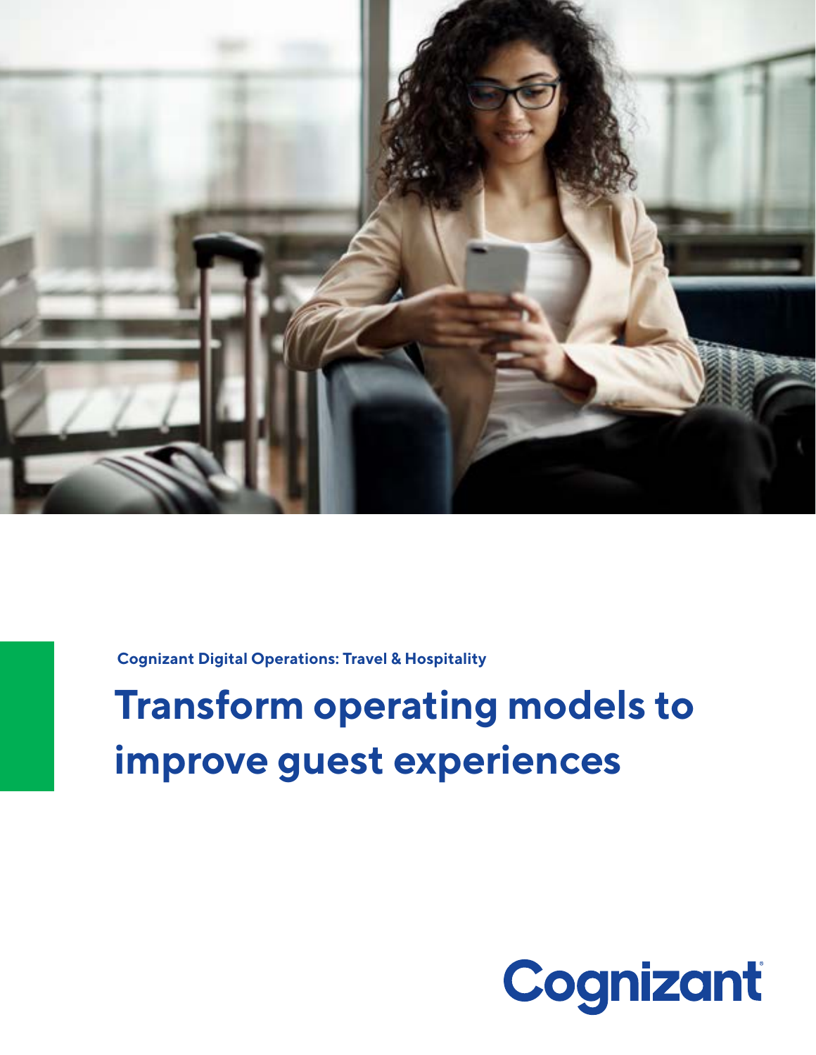Cognizant Digital Operations: Travel & Hospitality

# Transform operating models to improve guest experiences

Cognizant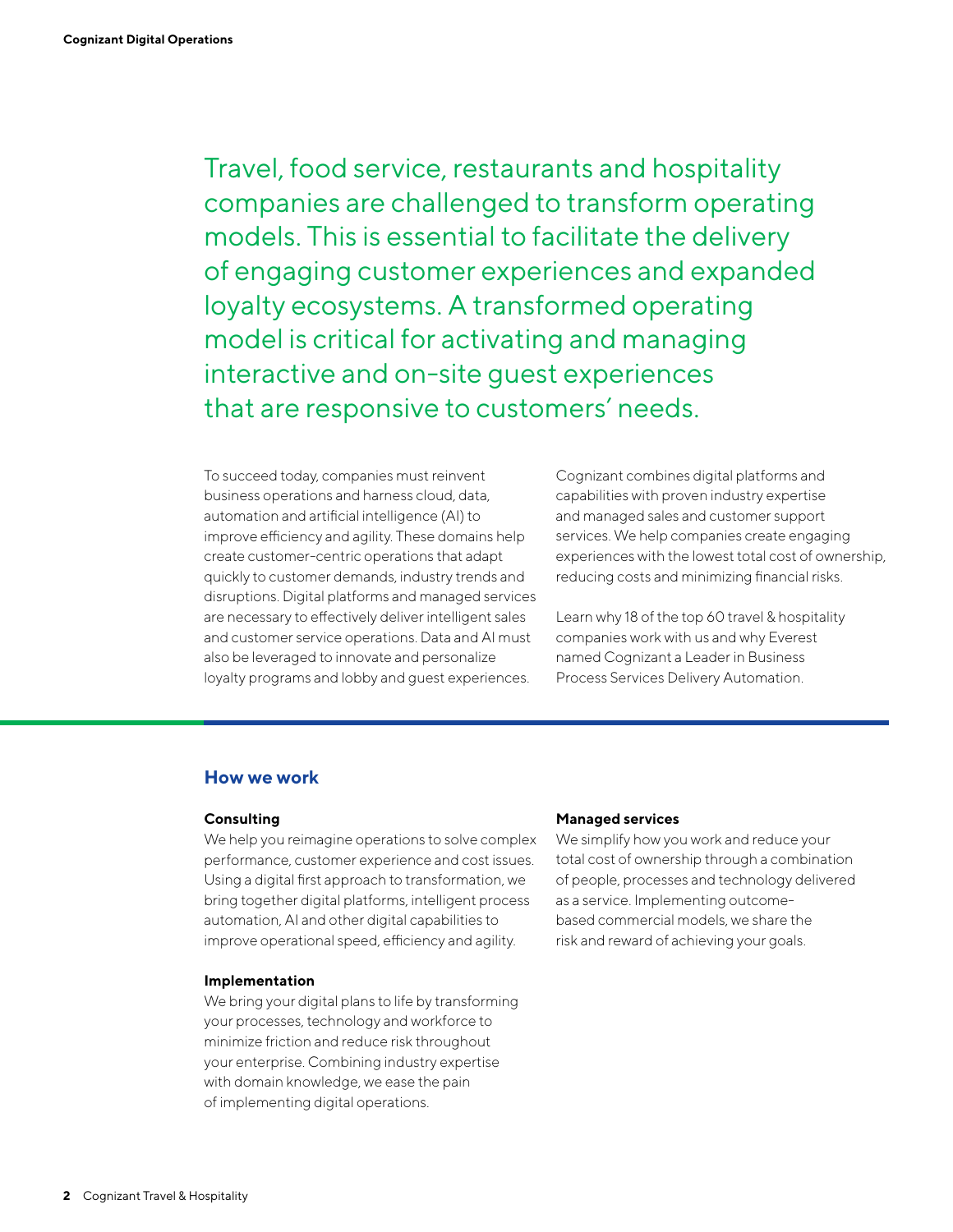Travel, food service, restaurants and hospitality companies are challenged to transform operating models. This is essential to facilitate the delivery of engaging customer experiences and expanded loyalty ecosystems. A transformed operating model is critical for activating and managing interactive and on-site guest experiences that are responsive to customers' needs.

To succeed today, companies must reinvent business operations and harness cloud, data, automation and artificial intelligence (AI) to improve efficiency and agility. These domains help create customer-centric operations that adapt quickly to customer demands, industry trends and disruptions. Digital platforms and managed services are necessary to effectively deliver intelligent sales and customer service operations. Data and AI must also be leveraged to innovate and personalize loyalty programs and lobby and guest experiences.

Cognizant combines digital platforms and capabilities with proven industry expertise and managed sales and customer support services. We help companies create engaging experiences with the lowest total cost of ownership, reducing costs and minimizing financial risks.

Learn why 18 of the top 60 travel & hospitality companies work with us and why Everest named Cognizant a Leader in Business Process Services Delivery Automation.

## How we work

**Consulting**

We help you reimagine operations to solve complex performance, customer experience and cost issues. Using a digital first approach to transformation, we bring together digital platforms, intelligent process automation, AI and other digital capabilities to improve operational speed, efficiency and agility.

**Implementation**

We bring your digital plans to life by transforming your processes, technology and workforce to minimize friction and reduce risk throughout your enterprise. Combining industry expertise with domain knowledge, we ease the pain of implementing digital operations.

**Managed services**

We simplify how you work and reduce your total cost of ownership through a combination of people, processes and technology delivered as a service. Implementing outcome-based commercial models, we share the risk and reward of achieving your goals.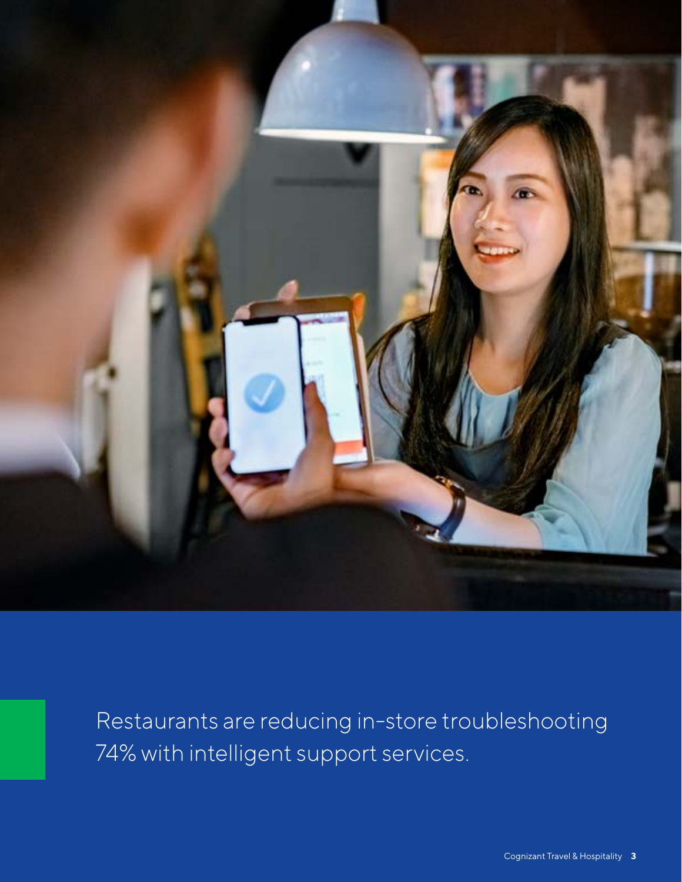Restaurants are reducing in-store troubleshooting 74% with intelligent support services.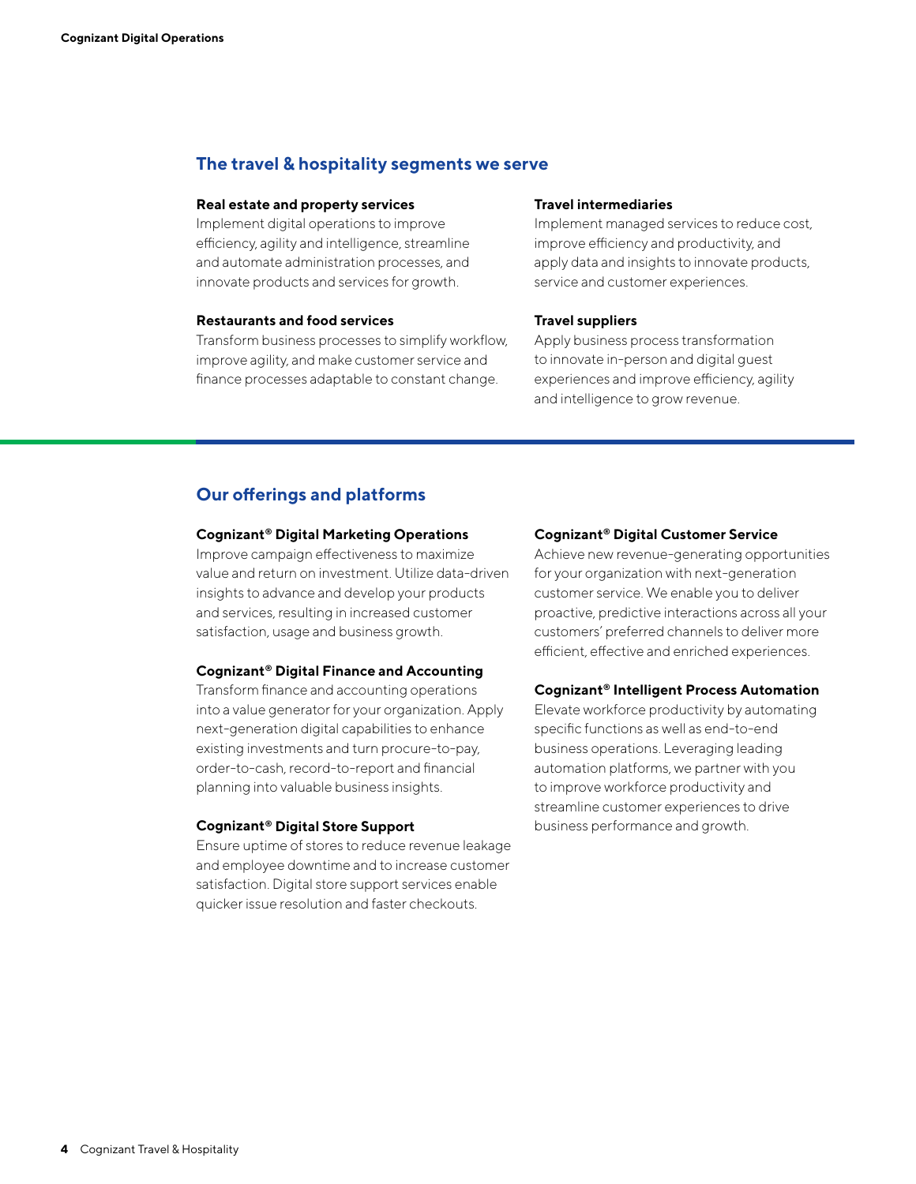## The travel & hospitality segments we serve

**Real estate and property services**
Implement digital operations to improve efficiency, agility and intelligence, streamline and automate administration processes, and innovate products and services for growth.

**Restaurants and food services**
Transform business processes to simplify workflow, improve agility, and make customer service and finance processes adaptable to constant change.

**Travel intermediaries**
Implement managed services to reduce cost, improve efficiency and productivity, and apply data and insights to innovate products, service and customer experiences.

**Travel suppliers**
Apply business process transformation to innovate in-person and digital guest experiences and improve efficiency, agility and intelligence to grow revenue.

## Our offerings and platforms

**Cognizant® Digital Marketing Operations**
Improve campaign effectiveness to maximize value and return on investment. Utilize data-driven insights to advance and develop your products and services, resulting in increased customer satisfaction, usage and business growth.

**Cognizant® Digital Finance and Accounting**
Transform finance and accounting operations into a value generator for your organization. Apply next-generation digital capabilities to enhance existing investments and turn procure-to-pay, order-to-cash, record-to-report and financial planning into valuable business insights.

**Cognizant® Digital Store Support**
Ensure uptime of stores to reduce revenue leakage and employee downtime and to increase customer satisfaction. Digital store support services enable quicker issue resolution and faster checkouts.

**Cognizant® Digital Customer Service**
Achieve new revenue-generating opportunities for your organization with next-generation customer service. We enable you to deliver proactive, predictive interactions across all your customers' preferred channels to deliver more efficient, effective and enriched experiences.

**Cognizant® Intelligent Process Automation**
Elevate workforce productivity by automating specific functions as well as end-to-end business operations. Leveraging leading automation platforms, we partner with you to improve workforce productivity and streamline customer experiences to drive business performance and growth.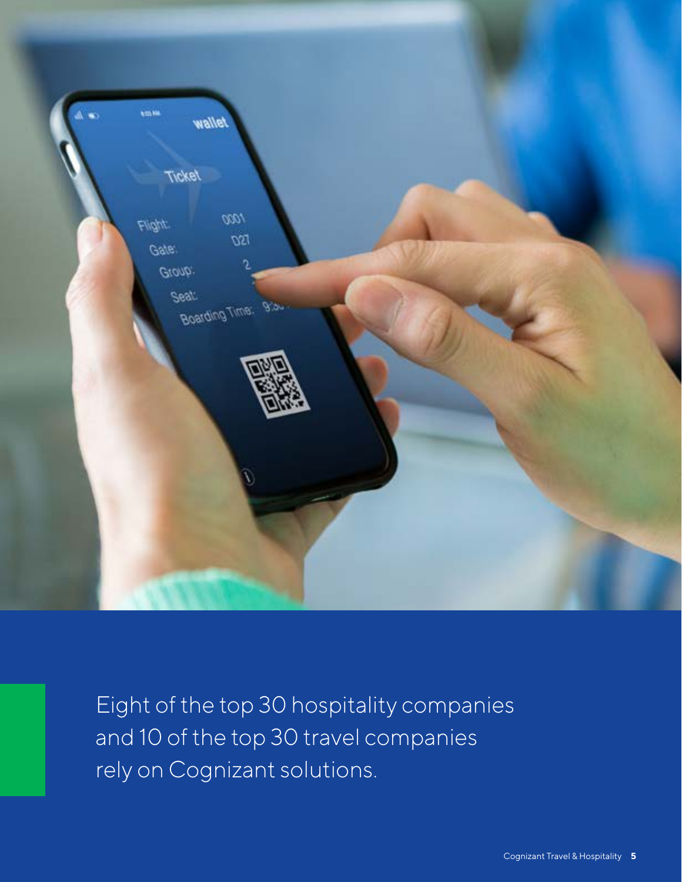Eight of the top 30 hospitality companies and 10 of the top 30 travel companies rely on Cognizant solutions.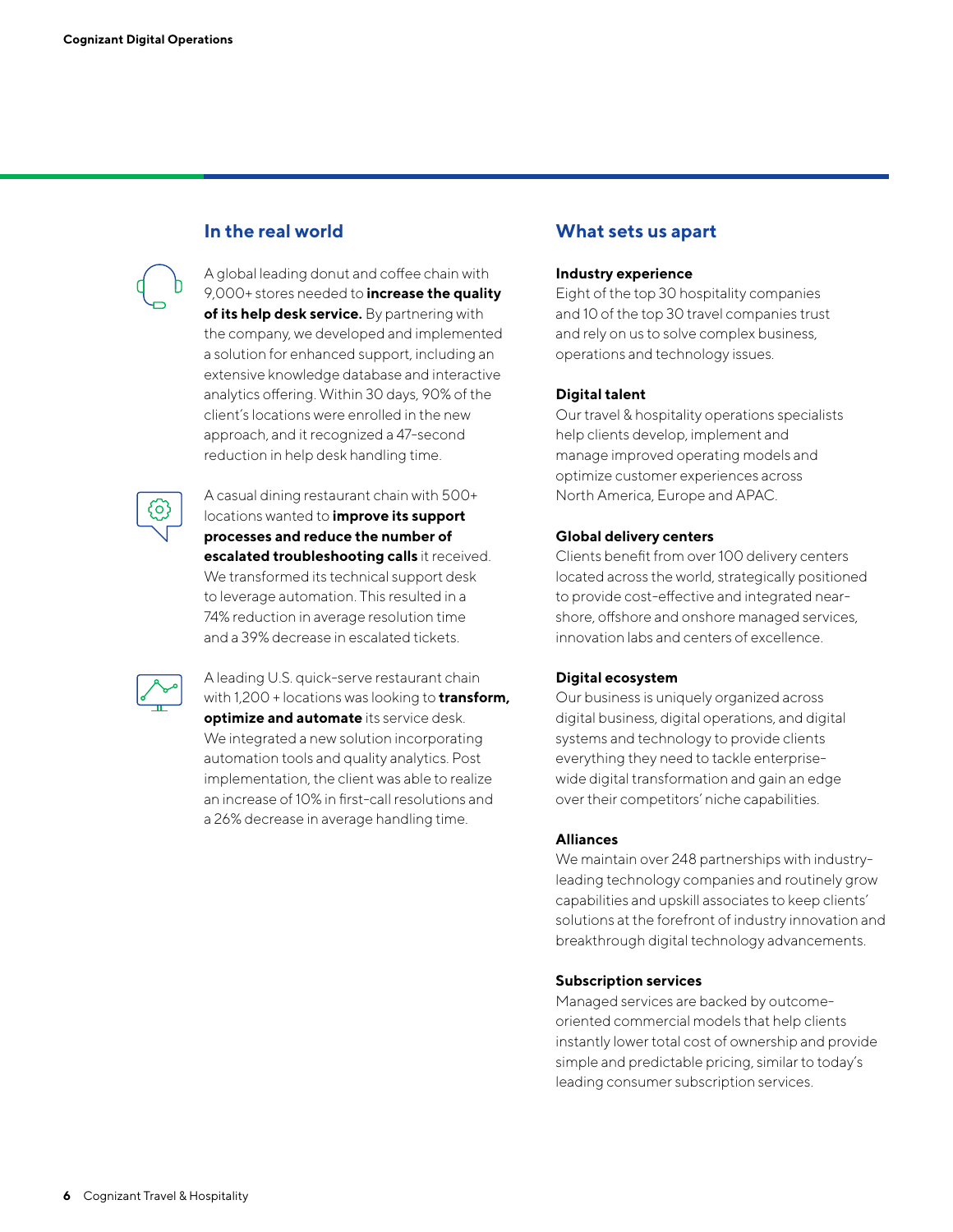## In the real world

A global leading donut and coffee chain with 9,000+ stores needed to **increase the quality of its help desk service.** By partnering with the company, we developed and implemented a solution for enhanced support, including an extensive knowledge database and interactive analytics offering. Within 30 days, 90% of the client's locations were enrolled in the new approach, and it recognized a 47-second reduction in help desk handling time.

A casual dining restaurant chain with 500+ locations wanted to **improve its support processes and reduce the number of escalated troubleshooting calls** it received. We transformed its technical support desk to leverage automation. This resulted in a 74% reduction in average resolution time and a 39% decrease in escalated tickets.

A leading U.S. quick-serve restaurant chain with 1,200 + locations was looking to **transform, optimize and automate** its service desk. We integrated a new solution incorporating automation tools and quality analytics. Post implementation, the client was able to realize an increase of 10% in first-call resolutions and a 26% decrease in average handling time.

## What sets us apart

**Industry experience**
Eight of the top 30 hospitality companies and 10 of the top 30 travel companies trust and rely on us to solve complex business, operations and technology issues.

**Digital talent**
Our travel & hospitality operations specialists help clients develop, implement and manage improved operating models and optimize customer experiences across North America, Europe and APAC.

**Global delivery centers**
Clients benefit from over 100 delivery centers located across the world, strategically positioned to provide cost-effective and integrated near-shore, offshore and onshore managed services, innovation labs and centers of excellence.

**Digital ecosystem**
Our business is uniquely organized across digital business, digital operations, and digital systems and technology to provide clients everything they need to tackle enterprise-wide digital transformation and gain an edge over their competitors' niche capabilities.

**Alliances**
We maintain over 248 partnerships with industry-leading technology companies and routinely grow capabilities and upskill associates to keep clients' solutions at the forefront of industry innovation and breakthrough digital technology advancements.

**Subscription services**
Managed services are backed by outcome-oriented commercial models that help clients instantly lower total cost of ownership and provide simple and predictable pricing, similar to today's leading consumer subscription services.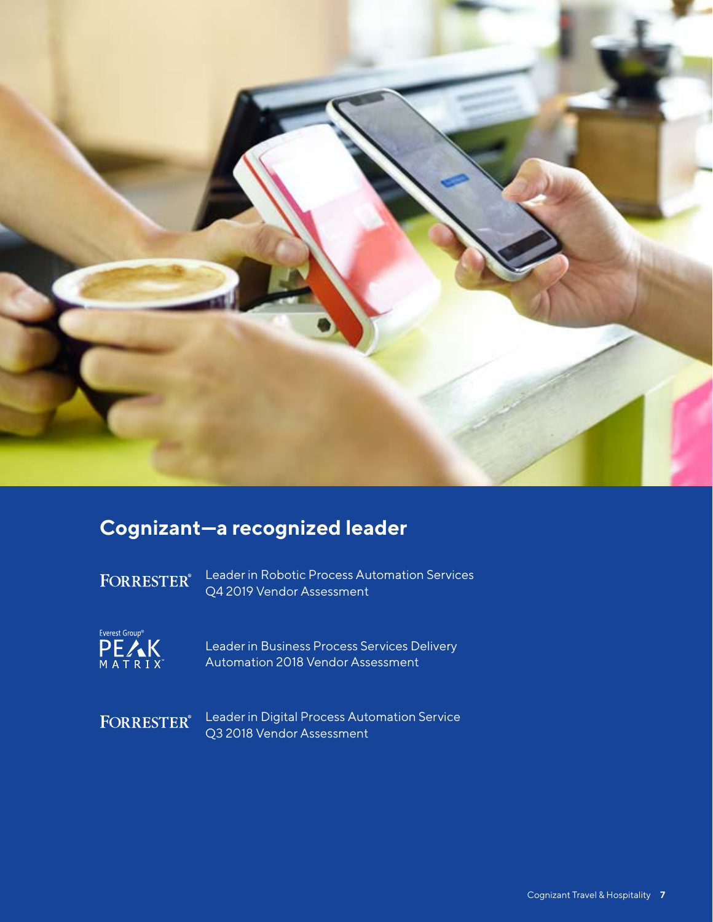## Cognizant—a recognized leader

FORRESTER® Leader in Robotic Process Automation Services Q4 2019 Vendor Assessment

Everest Group® PEAK MATRIX™ Leader in Business Process Services Delivery Automation 2018 Vendor Assessment

FORRESTER® Leader in Digital Process Automation Service Q3 2018 Vendor Assessment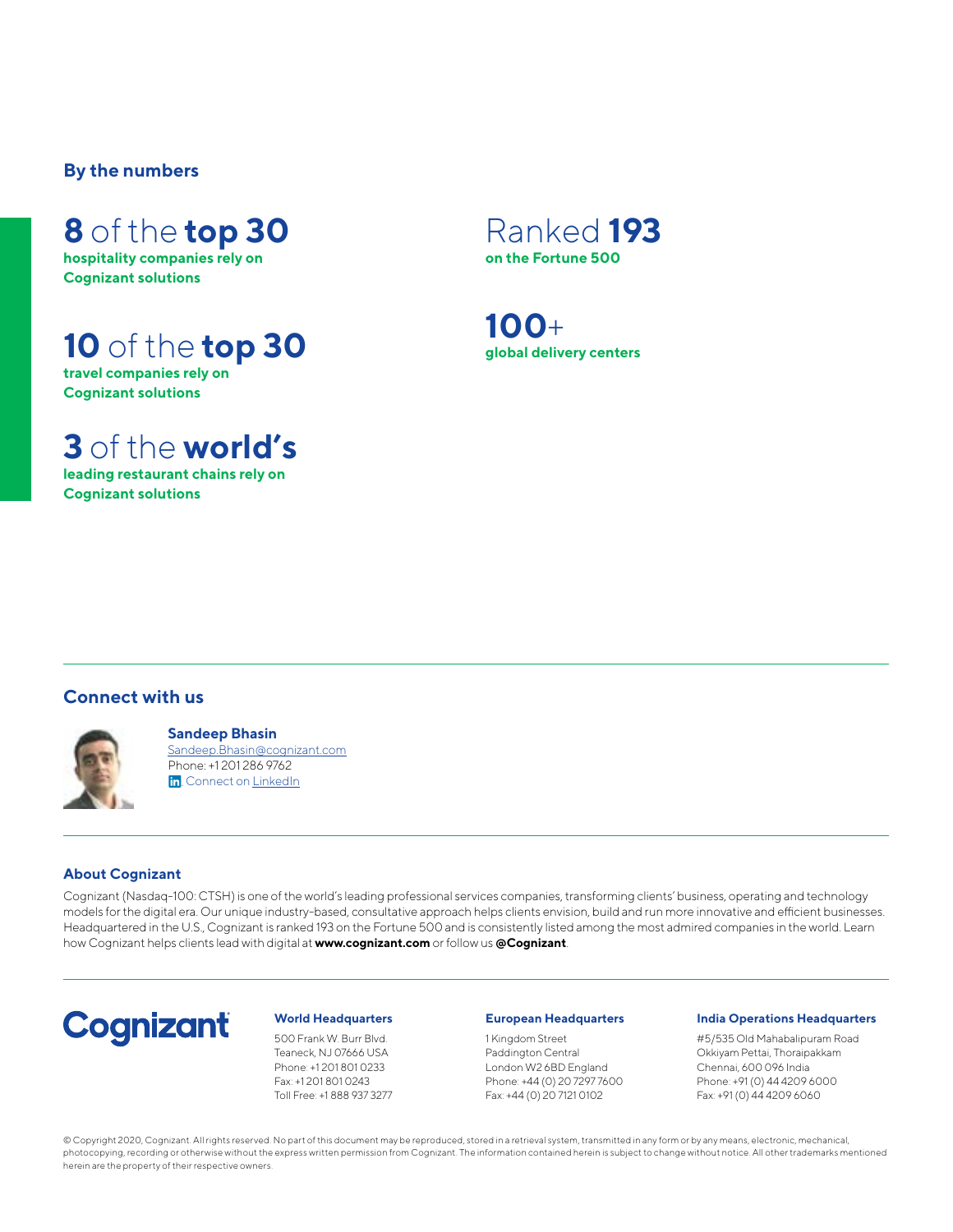## By the numbers

**8** of the **top 30**
**hospitality companies rely on Cognizant solutions**

**10** of the **top 30**
**travel companies rely on Cognizant solutions**

**3** of the **world's**
**leading restaurant chains rely on Cognizant solutions**

Ranked **193**
**on the Fortune 500**

**100**+
**global delivery centers**

## Connect with us

**Sandeep Bhasin**
Sandeep.Bhasin@cognizant.com
Phone: +1 201 286 9762
Connect on LinkedIn

## About Cognizant

Cognizant (Nasdaq-100: CTSH) is one of the world's leading professional services companies, transforming clients' business, operating and technology models for the digital era. Our unique industry-based, consultative approach helps clients envision, build and run more innovative and efficient businesses. Headquartered in the U.S., Cognizant is ranked 193 on the Fortune 500 and is consistently listed among the most admired companies in the world. Learn how Cognizant helps clients lead with digital at **www.cognizant.com** or follow us **@Cognizant**.

Cognizant

**World Headquarters**
500 Frank W. Burr Blvd.
Teaneck, NJ 07666 USA
Phone: +1 201 801 0233
Fax: +1 201 801 0243
Toll Free: +1 888 937 3277

**European Headquarters**
1 Kingdom Street
Paddington Central
London W2 6BD England
Phone: +44 (0) 20 7297 7600
Fax: +44 (0) 20 7121 0102

**India Operations Headquarters**
#5/535 Old Mahabalipuram Road
Okkiyam Pettai, Thoraipakkam
Chennai, 600 096 India
Phone: +91 (0) 44 4209 6000
Fax: +91 (0) 44 4209 6060

© Copyright 2020, Cognizant. All rights reserved. No part of this document may be reproduced, stored in a retrieval system, transmitted in any form or by any means, electronic, mechanical, photocopying, recording or otherwise without the express written permission from Cognizant. The information contained herein is subject to change without notice. All other trademarks mentioned herein are the property of their respective owners.